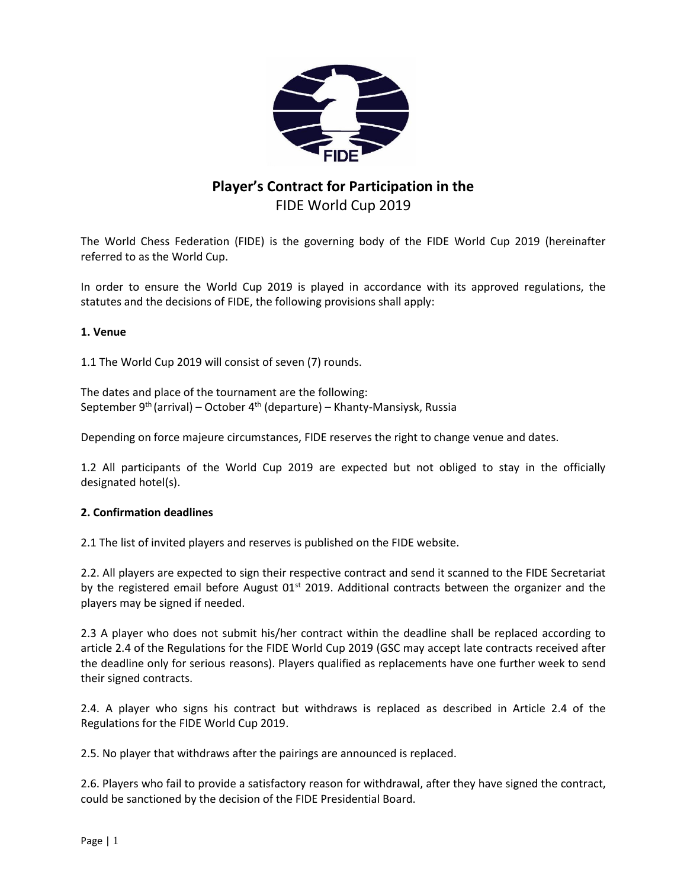# Player's Contract for Participation in the
FIDE World Cup 2019

The World Chess Federation (FIDE) is the governing body of the FIDE World Cup 2019 (hereinafter referred to as the World Cup.

In order to ensure the World Cup 2019 is played in accordance with its approved regulations, the statutes and the decisions of FIDE, the following provisions shall apply:

**1. Venue**

1.1 The World Cup 2019 will consist of seven (7) rounds.

The dates and place of the tournament are the following:
September 9th (arrival) – October 4th (departure) – Khanty-Mansiysk, Russia

Depending on force majeure circumstances, FIDE reserves the right to change venue and dates.

1.2 All participants of the World Cup 2019 are expected but not obliged to stay in the officially designated hotel(s).

**2. Confirmation deadlines**

2.1 The list of invited players and reserves is published on the FIDE website.

2.2. All players are expected to sign their respective contract and send it scanned to the FIDE Secretariat by the registered email before August 01st 2019. Additional contracts between the organizer and the players may be signed if needed.

2.3 A player who does not submit his/her contract within the deadline shall be replaced according to article 2.4 of the Regulations for the FIDE World Cup 2019 (GSC may accept late contracts received after the deadline only for serious reasons). Players qualified as replacements have one further week to send their signed contracts.

2.4. A player who signs his contract but withdraws is replaced as described in Article 2.4 of the Regulations for the FIDE World Cup 2019.

2.5. No player that withdraws after the pairings are announced is replaced.

2.6. Players who fail to provide a satisfactory reason for withdrawal, after they have signed the contract, could be sanctioned by the decision of the FIDE Presidential Board.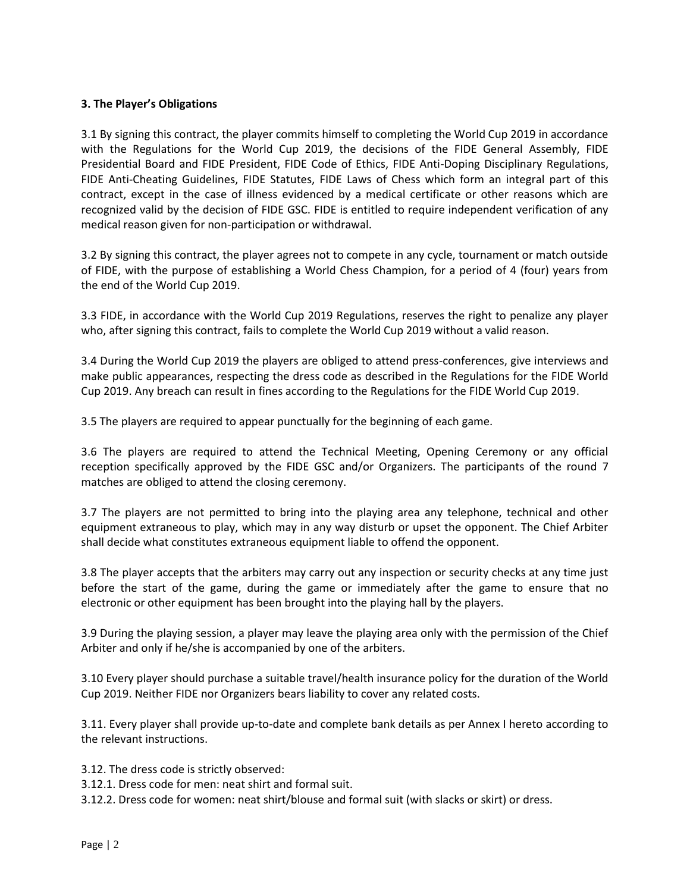**3. The Player's Obligations**

3.1 By signing this contract, the player commits himself to completing the World Cup 2019 in accordance with the Regulations for the World Cup 2019, the decisions of the FIDE General Assembly, FIDE Presidential Board and FIDE President, FIDE Code of Ethics, FIDE Anti-Doping Disciplinary Regulations, FIDE Anti-Cheating Guidelines, FIDE Statutes, FIDE Laws of Chess which form an integral part of this contract, except in the case of illness evidenced by a medical certificate or other reasons which are recognized valid by the decision of FIDE GSC. FIDE is entitled to require independent verification of any medical reason given for non-participation or withdrawal.

3.2 By signing this contract, the player agrees not to compete in any cycle, tournament or match outside of FIDE, with the purpose of establishing a World Chess Champion, for a period of 4 (four) years from the end of the World Cup 2019.

3.3 FIDE, in accordance with the World Cup 2019 Regulations, reserves the right to penalize any player who, after signing this contract, fails to complete the World Cup 2019 without a valid reason.

3.4 During the World Cup 2019 the players are obliged to attend press-conferences, give interviews and make public appearances, respecting the dress code as described in the Regulations for the FIDE World Cup 2019. Any breach can result in fines according to the Regulations for the FIDE World Cup 2019.

3.5 The players are required to appear punctually for the beginning of each game.

3.6 The players are required to attend the Technical Meeting, Opening Ceremony or any official reception specifically approved by the FIDE GSC and/or Organizers. The participants of the round 7 matches are obliged to attend the closing ceremony.

3.7 The players are not permitted to bring into the playing area any telephone, technical and other equipment extraneous to play, which may in any way disturb or upset the opponent. The Chief Arbiter shall decide what constitutes extraneous equipment liable to offend the opponent.

3.8 The player accepts that the arbiters may carry out any inspection or security checks at any time just before the start of the game, during the game or immediately after the game to ensure that no electronic or other equipment has been brought into the playing hall by the players.

3.9 During the playing session, a player may leave the playing area only with the permission of the Chief Arbiter and only if he/she is accompanied by one of the arbiters.

3.10 Every player should purchase a suitable travel/health insurance policy for the duration of the World Cup 2019. Neither FIDE nor Organizers bears liability to cover any related costs.

3.11. Every player shall provide up-to-date and complete bank details as per Annex I hereto according to the relevant instructions.

3.12. The dress code is strictly observed:

3.12.1. Dress code for men: neat shirt and formal suit.

3.12.2. Dress code for women: neat shirt/blouse and formal suit (with slacks or skirt) or dress.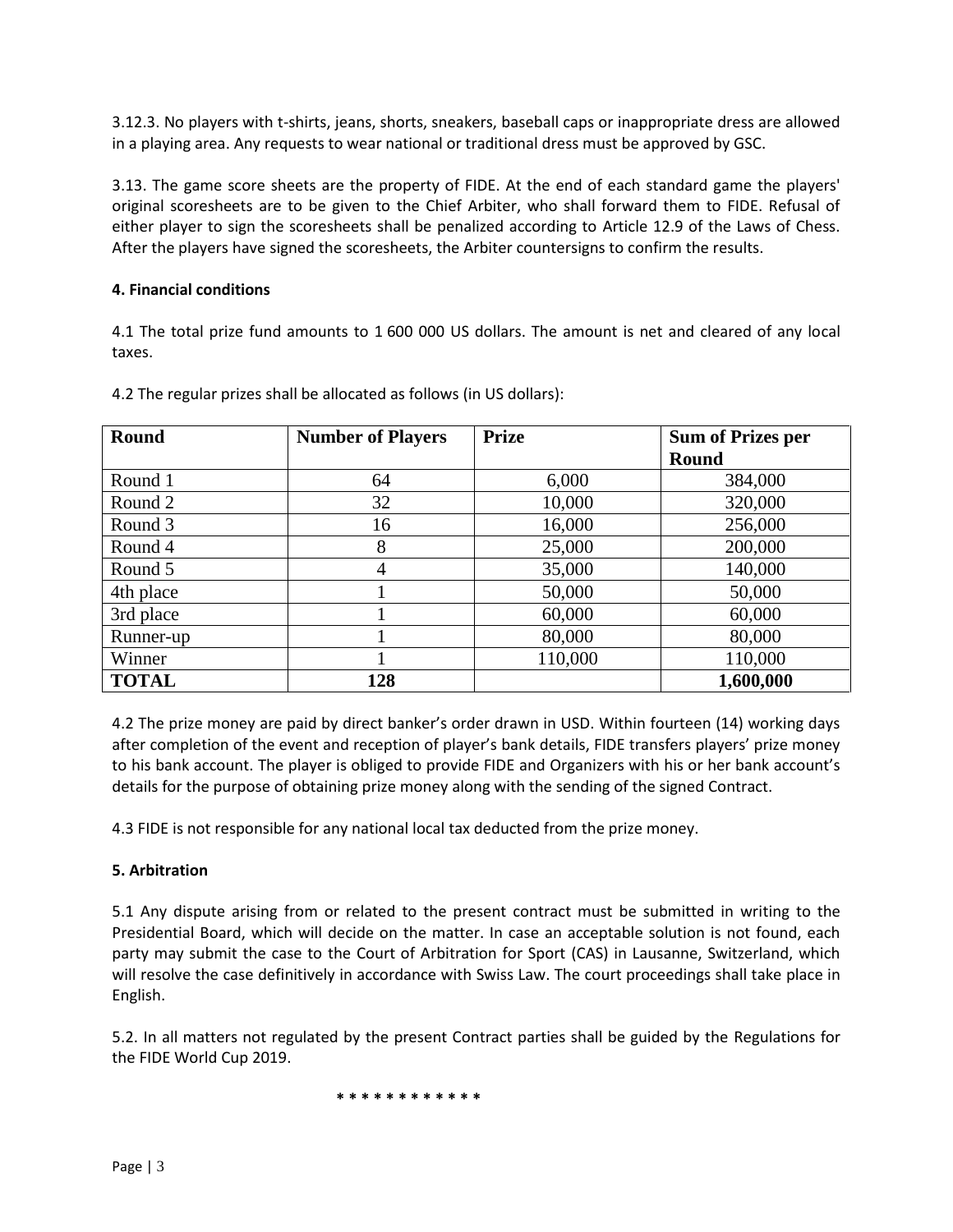3.12.3. No players with t-shirts, jeans, shorts, sneakers, baseball caps or inappropriate dress are allowed in a playing area. Any requests to wear national or traditional dress must be approved by GSC.

3.13. The game score sheets are the property of FIDE. At the end of each standard game the players' original scoresheets are to be given to the Chief Arbiter, who shall forward them to FIDE. Refusal of either player to sign the scoresheets shall be penalized according to Article 12.9 of the Laws of Chess. After the players have signed the scoresheets, the Arbiter countersigns to confirm the results.

**4. Financial conditions**

4.1 The total prize fund amounts to 1 600 000 US dollars. The amount is net and cleared of any local taxes.

4.2 The regular prizes shall be allocated as follows (in US dollars):

| Round | Number of Players | Prize | Sum of Prizes per Round |
|---|---|---|---|
| Round 1 | 64 | 6,000 | 384,000 |
| Round 2 | 32 | 10,000 | 320,000 |
| Round 3 | 16 | 16,000 | 256,000 |
| Round 4 | 8 | 25,000 | 200,000 |
| Round 5 | 4 | 35,000 | 140,000 |
| 4th place | 1 | 50,000 | 50,000 |
| 3rd place | 1 | 60,000 | 60,000 |
| Runner-up | 1 | 80,000 | 80,000 |
| Winner | 1 | 110,000 | 110,000 |
| **TOTAL** | **128** | | **1,600,000** |

4.2 The prize money are paid by direct banker's order drawn in USD. Within fourteen (14) working days after completion of the event and reception of player's bank details, FIDE transfers players' prize money to his bank account. The player is obliged to provide FIDE and Organizers with his or her bank account's details for the purpose of obtaining prize money along with the sending of the signed Contract.

4.3 FIDE is not responsible for any national local tax deducted from the prize money.

**5. Arbitration**

5.1 Any dispute arising from or related to the present contract must be submitted in writing to the Presidential Board, which will decide on the matter. In case an acceptable solution is not found, each party may submit the case to the Court of Arbitration for Sport (CAS) in Lausanne, Switzerland, which will resolve the case definitively in accordance with Swiss Law. The court proceedings shall take place in English.

5.2. In all matters not regulated by the present Contract parties shall be guided by the Regulations for the FIDE World Cup 2019.

\* \* \* \* \* \* \* \* \* \* \* \*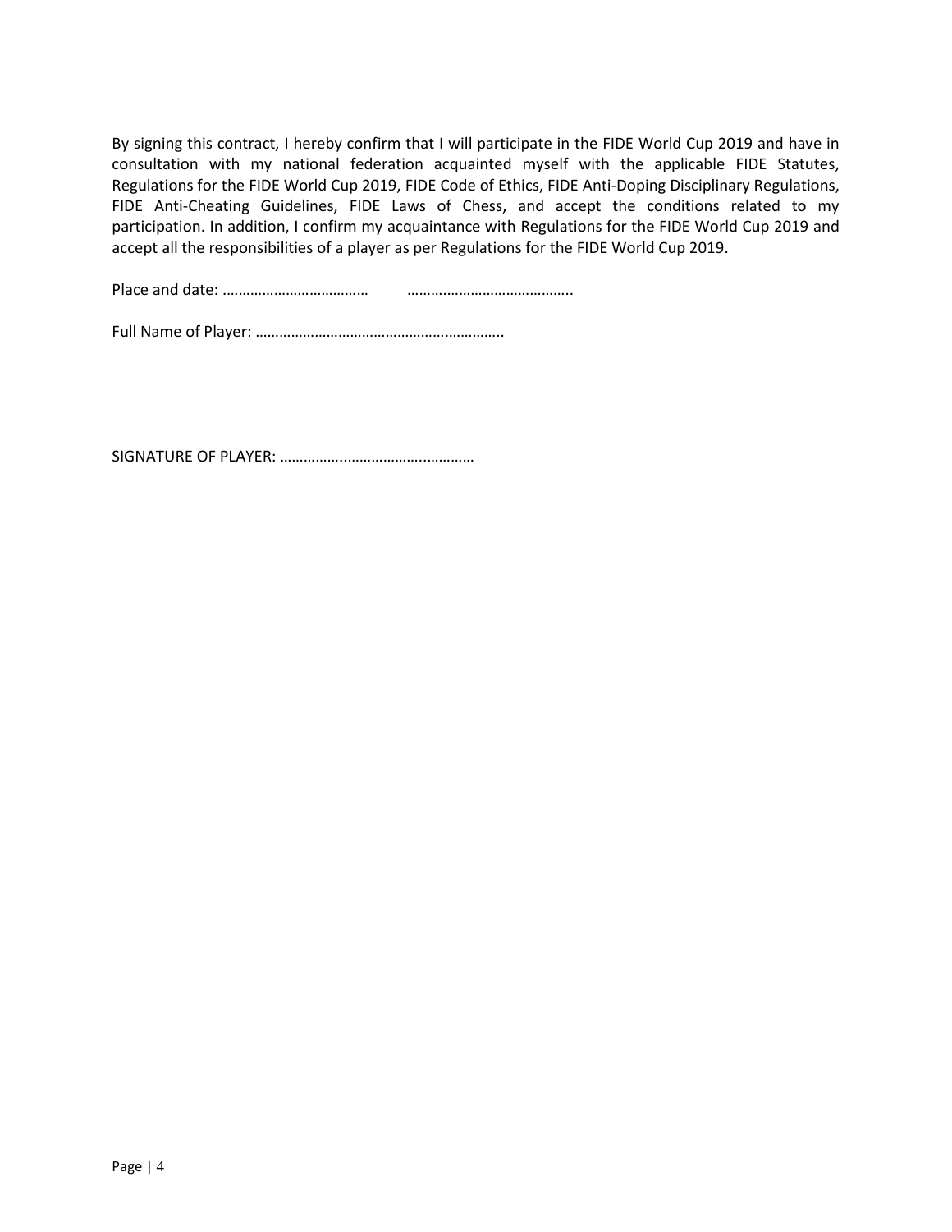By signing this contract, I hereby confirm that I will participate in the FIDE World Cup 2019 and have in consultation with my national federation acquainted myself with the applicable FIDE Statutes, Regulations for the FIDE World Cup 2019, FIDE Code of Ethics, FIDE Anti-Doping Disciplinary Regulations, FIDE Anti-Cheating Guidelines, FIDE Laws of Chess, and accept the conditions related to my participation. In addition, I confirm my acquaintance with Regulations for the FIDE World Cup 2019 and accept all the responsibilities of a player as per Regulations for the FIDE World Cup 2019.

Place and date: ……………………………… …………………………………..

Full Name of Player: ……………………………………………………..

SIGNATURE OF PLAYER: ………………………………………………